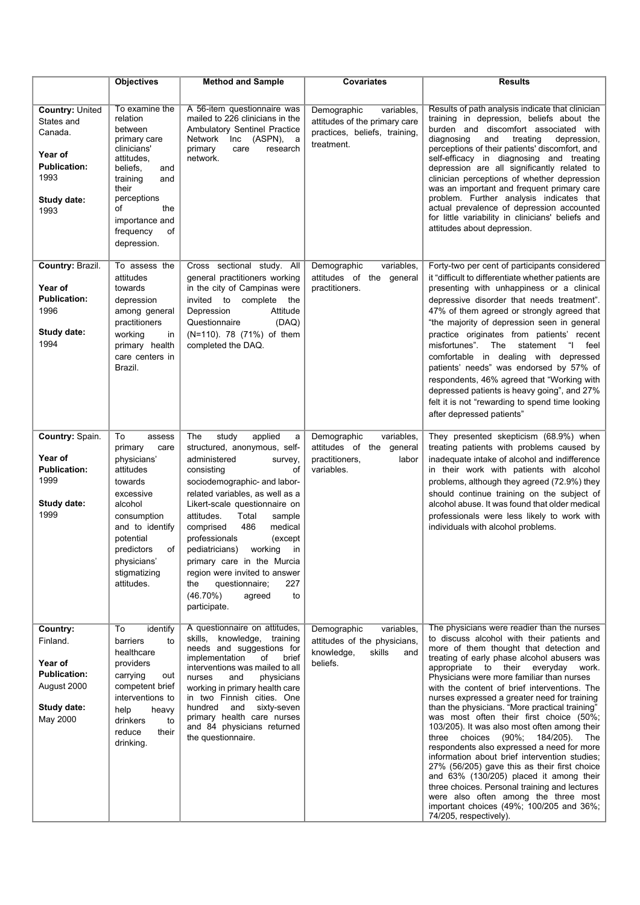| | Objectives | Method and Sample | Covariates | Results |
|---|---|---|---|---|
| **Country:** United States and Canada.<br><br>**Year of Publication:** 1993<br><br>**Study date:** 1993 | To examine the relation between primary care clinicians' attitudes, beliefs, and training and their perceptions of the importance and frequency of depression. | A 56-item questionnaire was mailed to 226 clinicians in the Ambulatory Sentinel Practice Network Inc (ASPN), a primary care research network. | Demographic variables, attitudes of the primary care practices, beliefs, training, treatment. | Results of path analysis indicate that clinician training in depression, beliefs about the burden and discomfort associated with diagnosing and treating depression, perceptions of their patients' discomfort, and self-efficacy in diagnosing and treating depression are all significantly related to clinician perceptions of whether depression was an important and frequent primary care problem. Further analysis indicates that actual prevalence of depression accounted for little variability in clinicians' beliefs and attitudes about depression. |
| **Country:** Brazil.<br><br>**Year of Publication:** 1996<br><br>**Study date:** 1994 | To assess the attitudes towards depression among general practitioners working in primary health care centers in Brazil. | Cross sectional study. All general practitioners working in the city of Campinas were invited to complete the Depression Attitude Questionnaire (DAQ) (N=110). 78 (71%) of them completed the DAQ. | Demographic variables, attitudes of the general practitioners. | Forty-two per cent of participants considered it "difficult to differentiate whether patients are presenting with unhappiness or a clinical depressive disorder that needs treatment". 47% of them agreed or strongly agreed that "the majority of depression seen in general practice originates from patients' recent misfortunes". The statement "I feel comfortable in dealing with depressed patients' needs" was endorsed by 57% of respondents, 46% agreed that "Working with depressed patients is heavy going", and 27% felt it is not "rewarding to spend time looking after depressed patients" |
| **Country:** Spain.<br><br>**Year of Publication:** 1999<br><br>**Study date:** 1999 | To assess primary care physicians' attitudes towards excessive alcohol consumption and to identify potential predictors of physicians' stigmatizing attitudes. | The study applied a structured, anonymous, self-administered survey, consisting of sociodemographic- and labor-related variables, as well as a Likert-scale questionnaire on attitudes. Total sample comprised 486 medical professionals (except pediatricians) working in primary care in the Murcia region were invited to answer the questionnaire; 227 (46.70%) agreed to participate. | Demographic variables, attitudes of the general practitioners, labor variables. | They presented skepticism (68.9%) when treating patients with problems caused by inadequate intake of alcohol and indifference in their work with patients with alcohol problems, although they agreed (72.9%) they should continue training on the subject of alcohol abuse. It was found that older medical professionals were less likely to work with individuals with alcohol problems. |
| **Country:** Finland.<br><br>**Year of Publication:** August 2000<br><br>**Study date:** May 2000 | To identify barriers to healthcare providers carrying out competent brief interventions to help heavy drinkers to reduce their drinking. | A questionnaire on attitudes, skills, knowledge, training needs and suggestions for implementation of brief interventions was mailed to all nurses and physicians working in primary health care in two Finnish cities. One hundred and sixty-seven primary health care nurses and 84 physicians returned the questionnaire. | Demographic variables, attitudes of the physicians, knowledge, skills and beliefs. | The physicians were readier than the nurses to discuss alcohol with their patients and more of them thought that detection and treating of early phase alcohol abusers was appropriate to their everyday work. Physicians were more familiar than nurses with the content of brief interventions. The nurses expressed a greater need for training than the physicians. "More practical training" was most often their first choice (50%; 103/205). It was also most often among their three choices (90%; 184/205). The respondents also expressed a need for more information about brief intervention studies; 27% (56/205) gave this as their first choice and 63% (130/205) placed it among their three choices. Personal training and lectures were also often among the three most important choices (49%; 100/205 and 36%; 74/205, respectively). |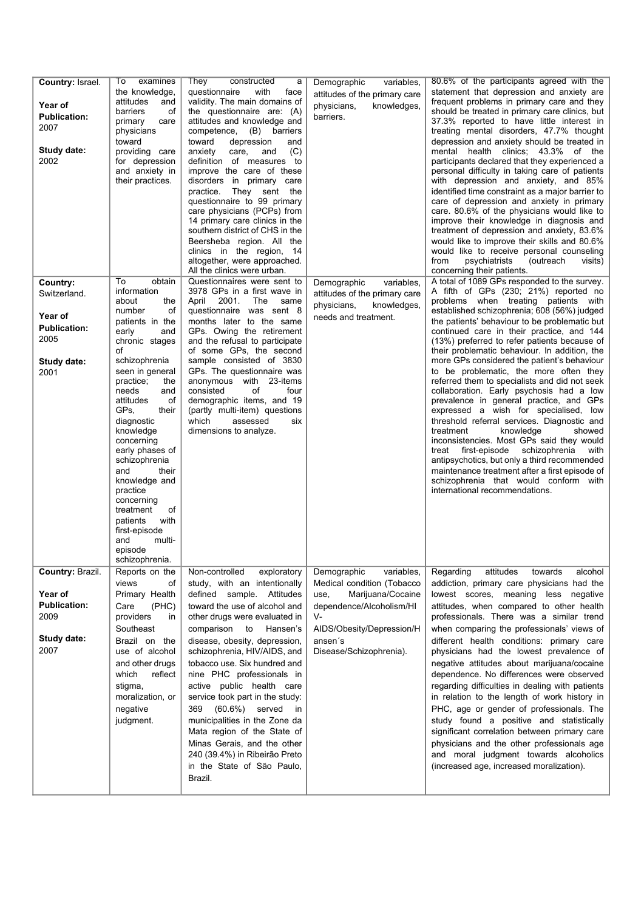| | | | | |
|---|---|---|---|---|
| **Country:** Israel.<br><br>**Year of Publication:** 2007<br><br>**Study date:** 2002 | To examines the knowledge, attitudes and barriers of primary care physicians toward providing care for depression and anxiety in their practices. | They constructed a questionnaire with face validity. The main domains of the questionnaire are: (A) attitudes and knowledge and competence, (B) barriers toward depression and anxiety care, and (C) definition of measures to improve the care of these disorders in primary care practice. They sent the questionnaire to 99 primary care physicians (PCPs) from 14 primary care clinics in the southern district of CHS in the Beersheba region. All the clinics in the region, 14 altogether, were approached. All the clinics were urban. | Demographic variables, attitudes of the primary care physicians, knowledges, barriers. | 80.6% of the participants agreed with the statement that depression and anxiety are frequent problems in primary care and they should be treated in primary care clinics, but 37.3% reported to have little interest in treating mental disorders, 47.7% thought depression and anxiety should be treated in mental health clinics; 43.3% of the participants declared that they experienced a personal difficulty in taking care of patients with depression and anxiety, and 85% identified time constraint as a major barrier to care of depression and anxiety in primary care. 80.6% of the physicians would like to improve their knowledge in diagnosis and treatment of depression and anxiety, 83.6% would like to improve their skills and 80.6% would like to receive personal counseling from psychiatrists (outreach visits) concerning their patients. |
| **Country:** Switzerland.<br><br>**Year of Publication:** 2005<br><br>**Study date:** 2001 | To obtain information about the number of patients in the early and chronic stages of schizophrenia seen in general practice; the needs and attitudes of GPs, their diagnostic knowledge concerning early phases of schizophrenia and their knowledge and practice concerning treatment of patients with first-episode and multi-episode schizophrenia. | Questionnaires were sent to 3978 GPs in a first wave in April 2001. The same questionnaire was sent 8 months later to the same GPs. Owing the retirement and the refusal to participate of some GPs, the second sample consisted of 3830 GPs. The questionnaire was anonymous with 23-items consisted of four demographic items, and 19 (partly multi-item) questions which assessed six dimensions to analyze. | Demographic variables, attitudes of the primary care physicians, knowledges, needs and treatment. | A total of 1089 GPs responded to the survey. A fifth of GPs (230; 21%) reported no problems when treating patients with established schizophrenia; 608 (56%) judged the patients' behaviour to be problematic but continued care in their practice, and 144 (13%) preferred to refer patients because of their problematic behaviour. In addition, the more GPs considered the patient's behaviour to be problematic, the more often they referred them to specialists and did not seek collaboration. Early psychosis had a low prevalence in general practice, and GPs expressed a wish for specialised, low threshold referral services. Diagnostic and treatment knowledge showed inconsistencies. Most GPs said they would treat first-episode schizophrenia with antipsychotics, but only a third recommended maintenance treatment after a first episode of schizophrenia that would conform with international recommendations. |
| **Country:** Brazil.<br><br>**Year of Publication:** 2009<br><br>**Study date:** 2007 | Reports on the views of Primary Health Care (PHC) providers in Southeast Brazil on the use of alcohol and other drugs which reflect stigma, moralization, or negative judgment. | Non-controlled exploratory study, with an intentionally defined sample. Attitudes toward the use of alcohol and other drugs were evaluated in comparison to Hansen's disease, obesity, depression, schizophrenia, HIV/AIDS, and tobacco use. Six hundred and nine PHC professionals in active public health care service took part in the study: 369 (60.6%) served in municipalities in the Zone da Mata region of the State of Minas Gerais, and the other 240 (39.4%) in Ribeirão Preto in the State of São Paulo, Brazil. | Demographic variables, Medical condition (Tobacco use, Marijuana/Cocaine dependence/Alcoholism/HIV-AIDS/Obesity/Depression/Hansen´s Disease/Schizophrenia). | Regarding attitudes towards alcohol addiction, primary care physicians had the lowest scores, meaning less negative attitudes, when compared to other health professionals. There was a similar trend when comparing the professionals' views of different health conditions: primary care physicians had the lowest prevalence of negative attitudes about marijuana/cocaine dependence. No differences were observed regarding difficulties in dealing with patients in relation to the length of work history in PHC, age or gender of professionals. The study found a positive and statistically significant correlation between primary care physicians and the other professionals age and moral judgment towards alcoholics (increased age, increased moralization). |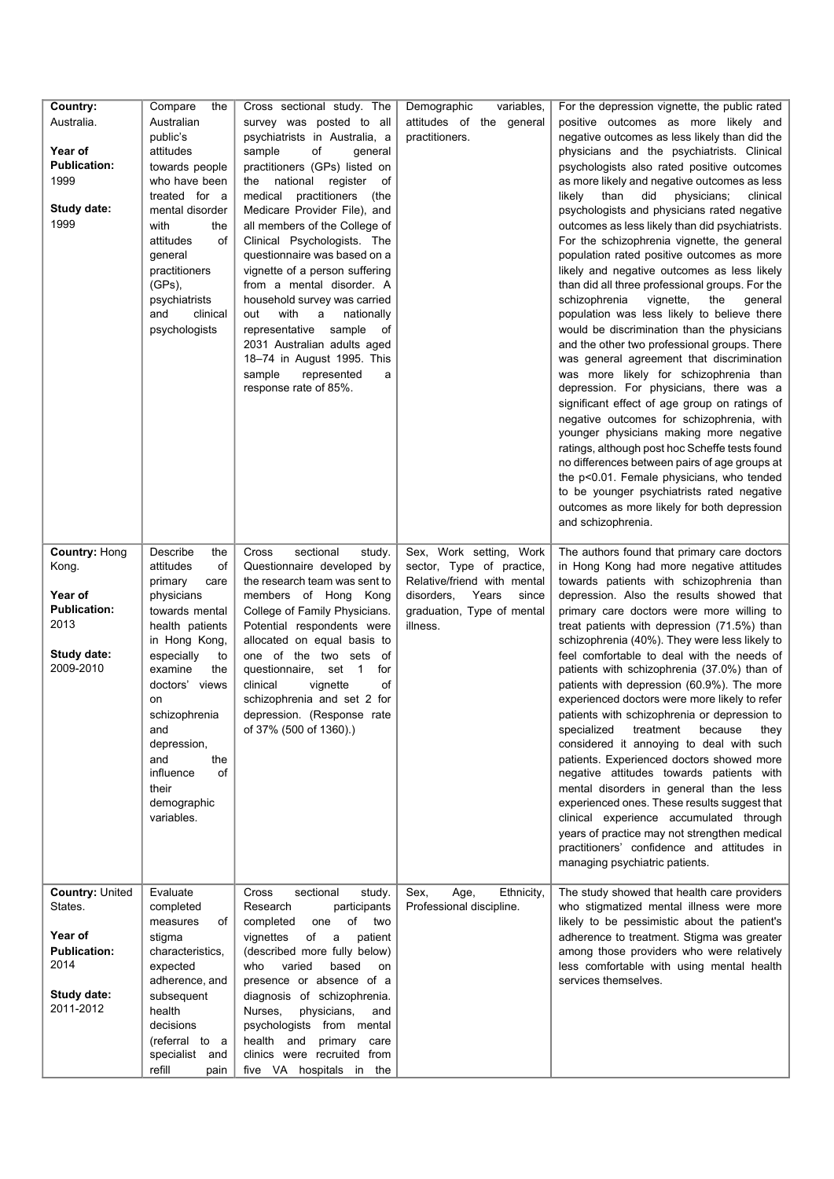| | | | | |
|---|---|---|---|---|
| **Country:** Australia.<br><br>**Year of Publication:** 1999<br><br>**Study date:** 1999 | Compare the Australian public's attitudes towards people who have been treated for a mental disorder with the attitudes of general practitioners (GPs), psychiatrists and clinical psychologists | Cross sectional study. The survey was posted to all psychiatrists in Australia, a sample of general practitioners (GPs) listed on the national register of medical practitioners (the Medicare Provider File), and all members of the College of Clinical Psychologists. The questionnaire was based on a vignette of a person suffering from a mental disorder. A household survey was carried out with a nationally representative sample of 2031 Australian adults aged 18–74 in August 1995. This sample represented a response rate of 85%. | Demographic variables, attitudes of the general practitioners. | For the depression vignette, the public rated positive outcomes as more likely and negative outcomes as less likely than did the physicians and the psychiatrists. Clinical psychologists also rated positive outcomes as more likely and negative outcomes as less likely than did physicians; clinical psychologists and physicians rated negative outcomes as less likely than did psychiatrists. For the schizophrenia vignette, the general population rated positive outcomes as more likely and negative outcomes as less likely than did all three professional groups. For the schizophrenia vignette, the general population was less likely to believe there would be discrimination than the physicians and the other two professional groups. There was general agreement that discrimination was more likely for schizophrenia than depression. For physicians, there was a significant effect of age group on ratings of negative outcomes for schizophrenia, with younger physicians making more negative ratings, although post hoc Scheffe tests found no differences between pairs of age groups at the $p<0.01$. Female physicians, who tended to be younger psychiatrists rated negative outcomes as more likely for both depression and schizophrenia. |
| **Country:** Hong Kong.<br><br>**Year of Publication:** 2013<br><br>**Study date:** 2009-2010 | Describe the attitudes of primary care physicians towards mental health patients in Hong Kong, especially to examine the doctors' views on schizophrenia and depression, and the influence of their demographic variables. | Cross sectional study. Questionnaire developed by the research team was sent to members of Hong Kong College of Family Physicians. Potential respondents were allocated on equal basis to one of the two sets of questionnaire, set 1 for clinical vignette of schizophrenia and set 2 for depression. (Response rate of 37% (500 of 1360).) | Sex, Work setting, Work sector, Type of practice, Relative/friend with mental disorders, Years since graduation, Type of mental illness. | The authors found that primary care doctors in Hong Kong had more negative attitudes towards patients with schizophrenia than depression. Also the results showed that primary care doctors were more willing to treat patients with depression (71.5%) than schizophrenia (40%). They were less likely to feel comfortable to deal with the needs of patients with schizophrenia (37.0%) than of patients with depression (60.9%). The more experienced doctors were more likely to refer patients with schizophrenia or depression to specialized treatment because they considered it annoying to deal with such patients. Experienced doctors showed more negative attitudes towards patients with mental disorders in general than the less experienced ones. These results suggest that clinical experience accumulated through years of practice may not strengthen medical practitioners' confidence and attitudes in managing psychiatric patients. |
| **Country:** United States.<br><br>**Year of Publication:** 2014<br><br>**Study date:** 2011-2012 | Evaluate completed measures of stigma characteristics, expected adherence, and subsequent health decisions (referral to a specialist and refill pain | Cross sectional study. Research participants completed one of two vignettes of a patient (described more fully below) who varied based on presence or absence of a diagnosis of schizophrenia. Nurses, physicians, and psychologists from mental health and primary care clinics were recruited from five VA hospitals in the | Sex, Age, Ethnicity, Professional discipline. | The study showed that health care providers who stigmatized mental illness were more likely to be pessimistic about the patient's adherence to treatment. Stigma was greater among those providers who were relatively less comfortable with using mental health services themselves. |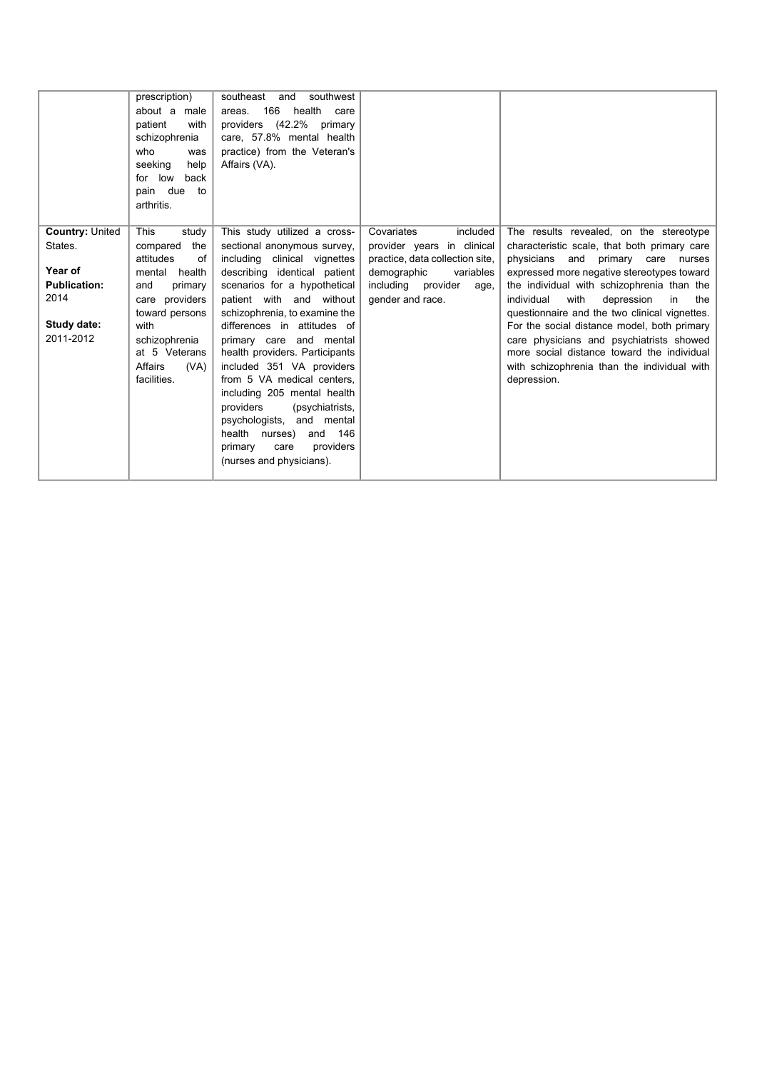| | | | | |
|---|---|---|---|---|
| | prescription) about a male patient with schizophrenia who was seeking help for low back pain due to arthritis. | southeast and southwest areas. 166 health care providers (42.2% primary care, 57.8% mental health practice) from the Veteran's Affairs (VA). | | |
| **Country:** United States.<br><br>**Year of Publication:** 2014<br><br>**Study date:** 2011-2012 | This study compared the attitudes of mental health and primary care providers toward persons with schizophrenia at 5 Veterans Affairs (VA) facilities. | This study utilized a cross-sectional anonymous survey, including clinical vignettes describing identical patient scenarios for a hypothetical patient with and without schizophrenia, to examine the differences in attitudes of primary care and mental health providers. Participants included 351 VA providers from 5 VA medical centers, including 205 mental health providers (psychiatrists, psychologists, and mental health nurses) and 146 primary care providers (nurses and physicians). | Covariates included provider years in clinical practice, data collection site, demographic variables including provider age, gender and race. | The results revealed, on the stereotype characteristic scale, that both primary care physicians and primary care nurses expressed more negative stereotypes toward the individual with schizophrenia than the individual with depression in the questionnaire and the two clinical vignettes. For the social distance model, both primary care physicians and psychiatrists showed more social distance toward the individual with schizophrenia than the individual with depression. |